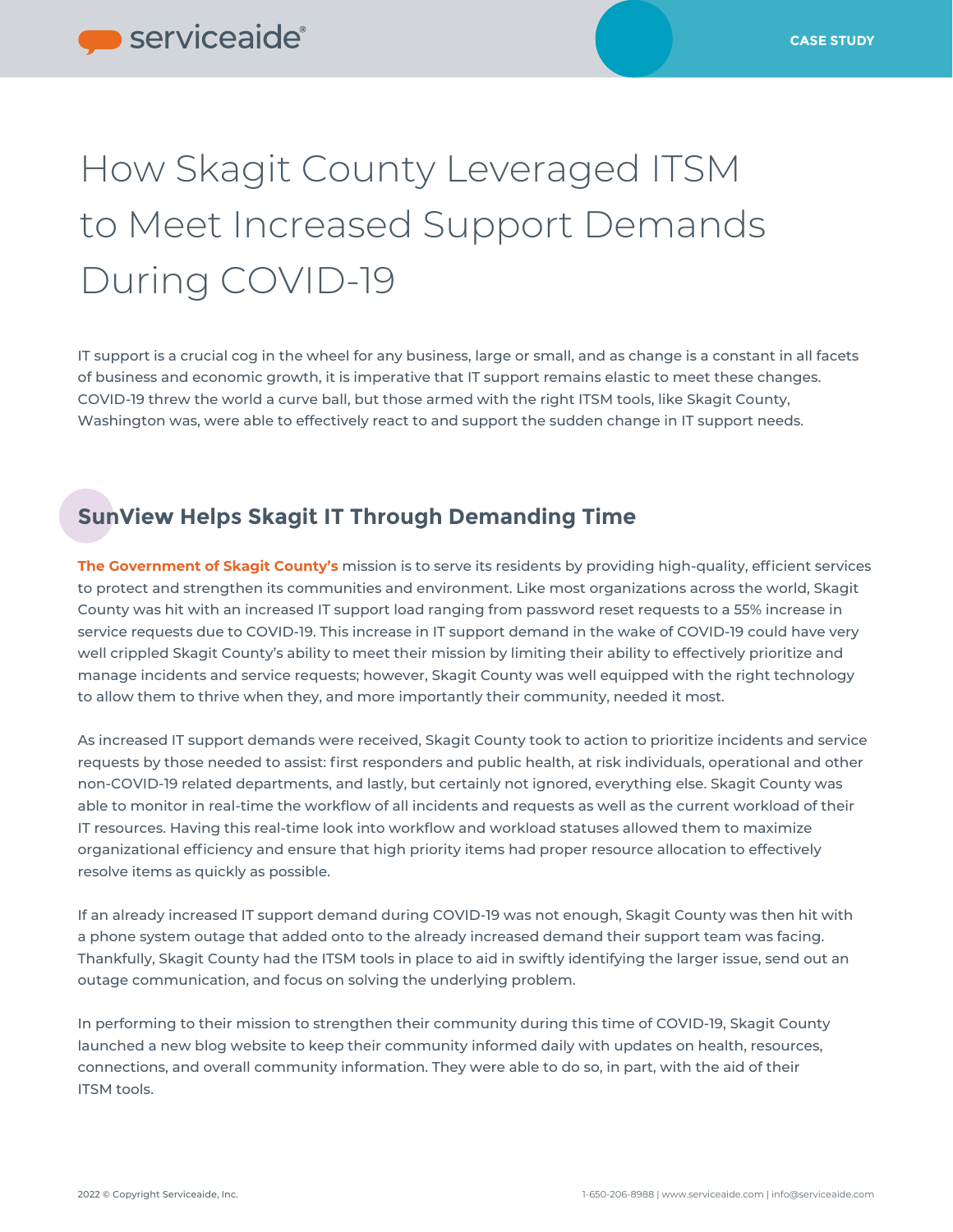# How Skagit County Leveraged ITSM to Meet Increased Support Demands During COVID-19

IT support is a crucial cog in the wheel for any business, large or small, and as change is a constant in all facets of business and economic growth, it is imperative that IT support remains elastic to meet these changes. COVID-19 threw the world a curve ball, but those armed with the right ITSM tools, like Skagit County, Washington was, were able to effectively react to and support the sudden change in IT support needs.

## SunView Helps Skagit IT Through Demanding Time

**The Government of Skagit County's** mission is to serve its residents by providing high-quality, efficient services to protect and strengthen its communities and environment. Like most organizations across the world, Skagit County was hit with an increased IT support load ranging from password reset requests to a 55% increase in service requests due to COVID-19. This increase in IT support demand in the wake of COVID-19 could have very well crippled Skagit County's ability to meet their mission by limiting their ability to effectively prioritize and manage incidents and service requests; however, Skagit County was well equipped with the right technology to allow them to thrive when they, and more importantly their community, needed it most.

As increased IT support demands were received, Skagit County took to action to prioritize incidents and service requests by those needed to assist: first responders and public health, at risk individuals, operational and other non-COVID-19 related departments, and lastly, but certainly not ignored, everything else. Skagit County was able to monitor in real-time the workflow of all incidents and requests as well as the current workload of their IT resources. Having this real-time look into workflow and workload statuses allowed them to maximize organizational efficiency and ensure that high priority items had proper resource allocation to effectively resolve items as quickly as possible.

If an already increased IT support demand during COVID-19 was not enough, Skagit County was then hit with a phone system outage that added onto to the already increased demand their support team was facing. Thankfully, Skagit County had the ITSM tools in place to aid in swiftly identifying the larger issue, send out an outage communication, and focus on solving the underlying problem.

In performing to their mission to strengthen their community during this time of COVID-19, Skagit County launched a new blog website to keep their community informed daily with updates on health, resources, connections, and overall community information. They were able to do so, in part, with the aid of their ITSM tools.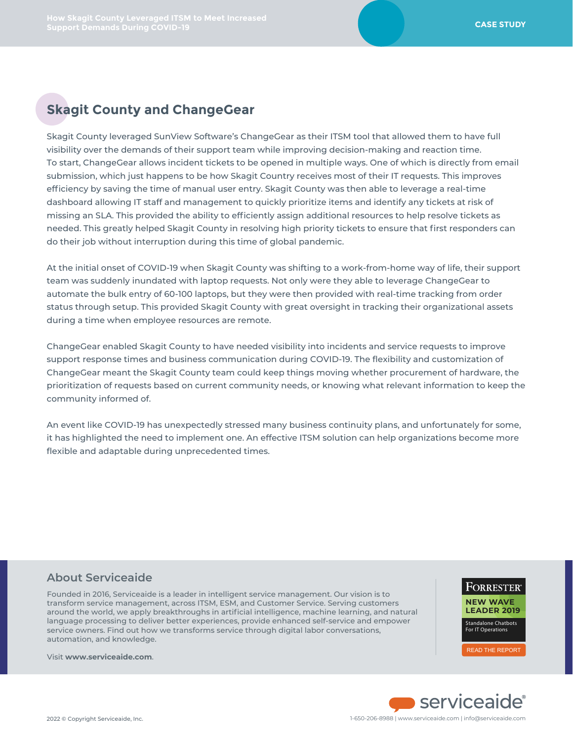## Skagit County and ChangeGear

Skagit County leveraged SunView Software's ChangeGear as their ITSM tool that allowed them to have full visibility over the demands of their support team while improving decision-making and reaction time. To start, ChangeGear allows incident tickets to be opened in multiple ways. One of which is directly from email submission, which just happens to be how Skagit Country receives most of their IT requests. This improves efficiency by saving the time of manual user entry. Skagit County was then able to leverage a real-time dashboard allowing IT staff and management to quickly prioritize items and identify any tickets at risk of missing an SLA. This provided the ability to efficiently assign additional resources to help resolve tickets as needed. This greatly helped Skagit County in resolving high priority tickets to ensure that first responders can do their job without interruption during this time of global pandemic.

At the initial onset of COVID-19 when Skagit County was shifting to a work-from-home way of life, their support team was suddenly inundated with laptop requests. Not only were they able to leverage ChangeGear to automate the bulk entry of 60-100 laptops, but they were then provided with real-time tracking from order status through setup. This provided Skagit County with great oversight in tracking their organizational assets during a time when employee resources are remote.

ChangeGear enabled Skagit County to have needed visibility into incidents and service requests to improve support response times and business communication during COVID-19. The flexibility and customization of ChangeGear meant the Skagit County team could keep things moving whether procurement of hardware, the prioritization of requests based on current community needs, or knowing what relevant information to keep the community informed of.

An event like COVID-19 has unexpectedly stressed many business continuity plans, and unfortunately for some, it has highlighted the need to implement one. An effective ITSM solution can help organizations become more flexible and adaptable during unprecedented times.

## About Serviceaide

Founded in 2016, Serviceaide is a leader in intelligent service management. Our vision is to transform service management, across ITSM, ESM, and Customer Service. Serving customers around the world, we apply breakthroughs in artificial intelligence, machine learning, and natural language processing to deliver better experiences, provide enhanced self-service and empower service owners. Find out how we transforms service through digital labor conversations, automation, and knowledge.

Visit **www.serviceaide.com**.

FORRESTER
NEW WAVE LEADER 2019
Standalone Chatbots For IT Operations
READ THE REPORT

serviceaide®

2022 © Copyright Serviceaide, Inc.

1-650-206-8988 | www.serviceaide.com | info@serviceaide.com